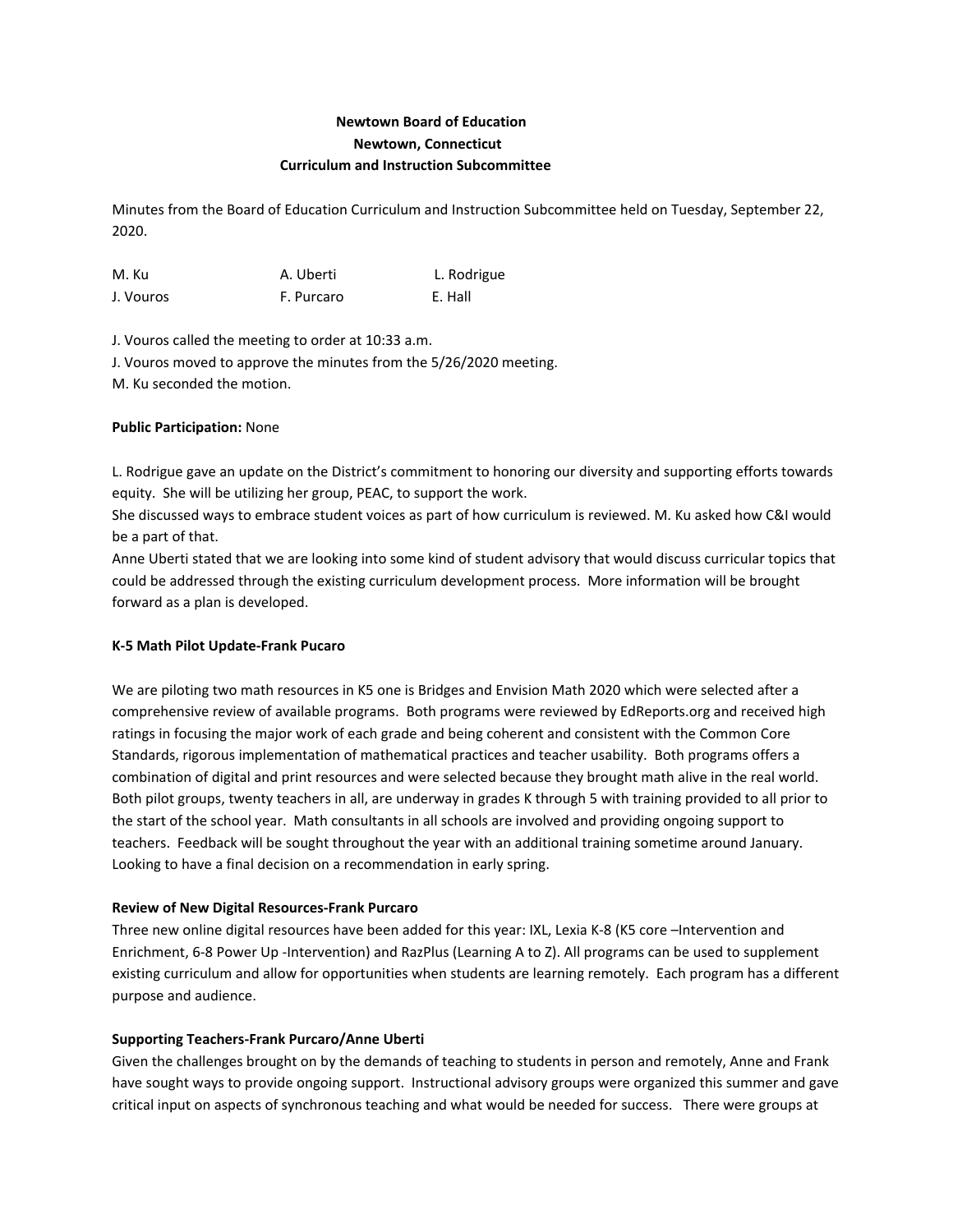**Newtown Board of Education**
**Newtown, Connecticut**
**Curriculum and Instruction Subcommittee**

Minutes from the Board of Education Curriculum and Instruction Subcommittee held on Tuesday, September 22, 2020.

| | | |
|---|---|---|
| M. Ku | A. Uberti | L. Rodrigue |
| J. Vouros | F. Purcaro | E. Hall |

J. Vouros called the meeting to order at 10:33 a.m.
J. Vouros moved to approve the minutes from the 5/26/2020 meeting.
M. Ku seconded the motion.

**Public Participation:** None

L. Rodrigue gave an update on the District's commitment to honoring our diversity and supporting efforts towards equity. She will be utilizing her group, PEAC, to support the work.
She discussed ways to embrace student voices as part of how curriculum is reviewed. M. Ku asked how C&I would be a part of that.
Anne Uberti stated that we are looking into some kind of student advisory that would discuss curricular topics that could be addressed through the existing curriculum development process. More information will be brought forward as a plan is developed.

**K-5 Math Pilot Update-Frank Pucaro**

We are piloting two math resources in K5 one is Bridges and Envision Math 2020 which were selected after a comprehensive review of available programs. Both programs were reviewed by EdReports.org and received high ratings in focusing the major work of each grade and being coherent and consistent with the Common Core Standards, rigorous implementation of mathematical practices and teacher usability. Both programs offers a combination of digital and print resources and were selected because they brought math alive in the real world. Both pilot groups, twenty teachers in all, are underway in grades K through 5 with training provided to all prior to the start of the school year. Math consultants in all schools are involved and providing ongoing support to teachers. Feedback will be sought throughout the year with an additional training sometime around January. Looking to have a final decision on a recommendation in early spring.

**Review of New Digital Resources-Frank Purcaro**

Three new online digital resources have been added for this year: IXL, Lexia K-8 (K5 core –Intervention and Enrichment, 6-8 Power Up -Intervention) and RazPlus (Learning A to Z). All programs can be used to supplement existing curriculum and allow for opportunities when students are learning remotely. Each program has a different purpose and audience.

**Supporting Teachers-Frank Purcaro/Anne Uberti**

Given the challenges brought on by the demands of teaching to students in person and remotely, Anne and Frank have sought ways to provide ongoing support. Instructional advisory groups were organized this summer and gave critical input on aspects of synchronous teaching and what would be needed for success. There were groups at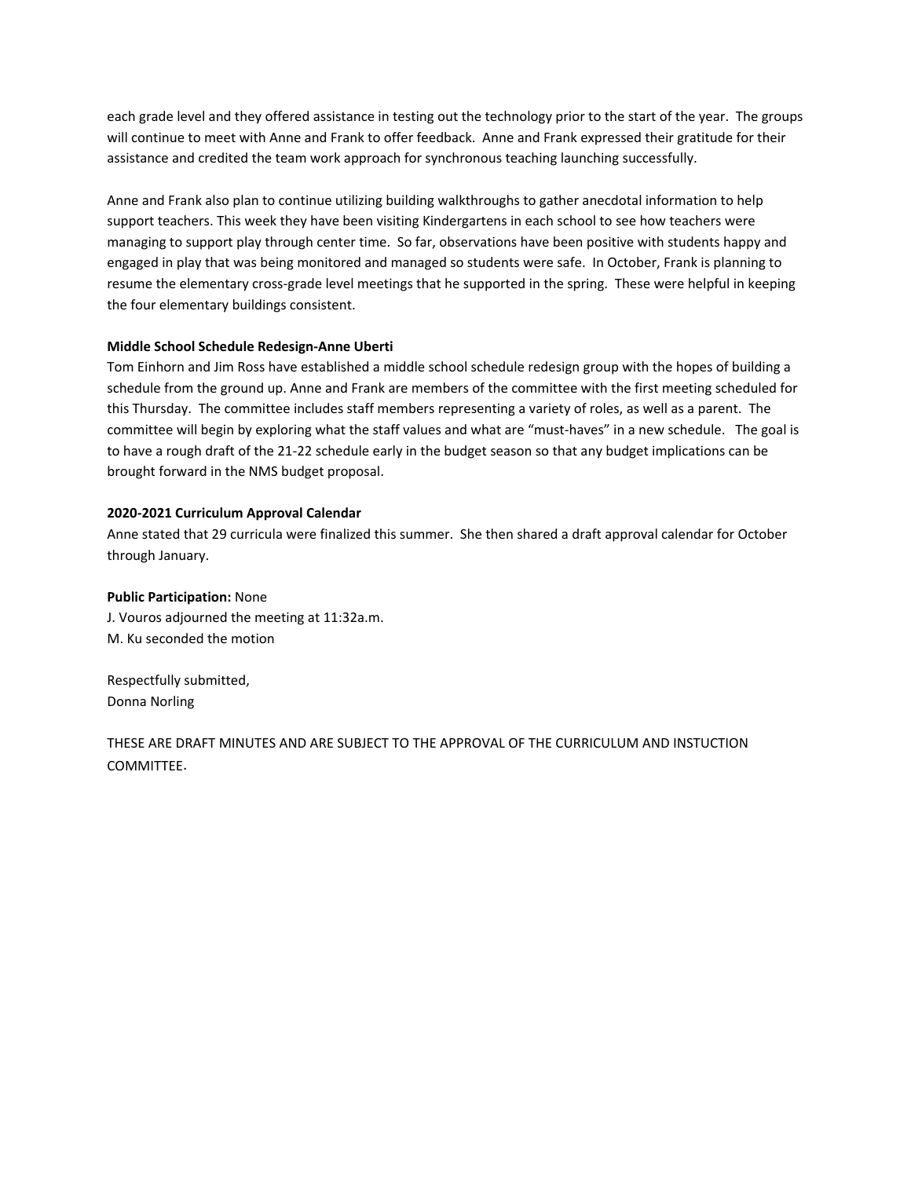each grade level and they offered assistance in testing out the technology prior to the start of the year. The groups will continue to meet with Anne and Frank to offer feedback. Anne and Frank expressed their gratitude for their assistance and credited the team work approach for synchronous teaching launching successfully.

Anne and Frank also plan to continue utilizing building walkthroughs to gather anecdotal information to help support teachers. This week they have been visiting Kindergartens in each school to see how teachers were managing to support play through center time. So far, observations have been positive with students happy and engaged in play that was being monitored and managed so students were safe. In October, Frank is planning to resume the elementary cross-grade level meetings that he supported in the spring. These were helpful in keeping the four elementary buildings consistent.

**Middle School Schedule Redesign-Anne Uberti**

Tom Einhorn and Jim Ross have established a middle school schedule redesign group with the hopes of building a schedule from the ground up. Anne and Frank are members of the committee with the first meeting scheduled for this Thursday. The committee includes staff members representing a variety of roles, as well as a parent. The committee will begin by exploring what the staff values and what are "must-haves" in a new schedule. The goal is to have a rough draft of the 21-22 schedule early in the budget season so that any budget implications can be brought forward in the NMS budget proposal.

**2020-2021 Curriculum Approval Calendar**

Anne stated that 29 curricula were finalized this summer. She then shared a draft approval calendar for October through January.

**Public Participation:** None

J. Vouros adjourned the meeting at 11:32a.m.

M. Ku seconded the motion

Respectfully submitted,

Donna Norling

THESE ARE DRAFT MINUTES AND ARE SUBJECT TO THE APPROVAL OF THE CURRICULUM AND INSTUCTION COMMITTEE.